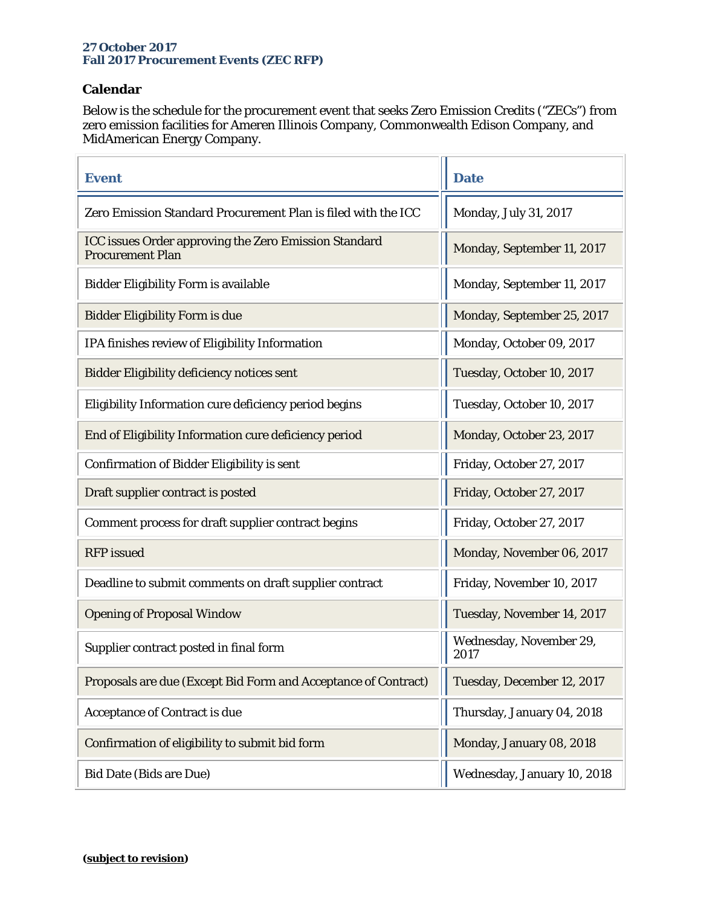**27 October 2017**
**Fall 2017 Procurement Events (ZEC RFP)**

### Calendar

Below is the schedule for the procurement event that seeks Zero Emission Credits ("ZECs") from zero emission facilities for Ameren Illinois Company, Commonwealth Edison Company, and MidAmerican Energy Company.

| Event | Date |
| --- | --- |
| Zero Emission Standard Procurement Plan is filed with the ICC | Monday, July 31, 2017 |
| ICC issues Order approving the Zero Emission Standard Procurement Plan | Monday, September 11, 2017 |
| Bidder Eligibility Form is available | Monday, September 11, 2017 |
| Bidder Eligibility Form is due | Monday, September 25, 2017 |
| IPA finishes review of Eligibility Information | Monday, October 09, 2017 |
| Bidder Eligibility deficiency notices sent | Tuesday, October 10, 2017 |
| Eligibility Information cure deficiency period begins | Tuesday, October 10, 2017 |
| End of Eligibility Information cure deficiency period | Monday, October 23, 2017 |
| Confirmation of Bidder Eligibility is sent | Friday, October 27, 2017 |
| Draft supplier contract is posted | Friday, October 27, 2017 |
| Comment process for draft supplier contract begins | Friday, October 27, 2017 |
| RFP issued | Monday, November 06, 2017 |
| Deadline to submit comments on draft supplier contract | Friday, November 10, 2017 |
| Opening of Proposal Window | Tuesday, November 14, 2017 |
| Supplier contract posted in final form | Wednesday, November 29, 2017 |
| Proposals are due (Except Bid Form and Acceptance of Contract) | Tuesday, December 12, 2017 |
| Acceptance of Contract is due | Thursday, January 04, 2018 |
| Confirmation of eligibility to submit bid form | Monday, January 08, 2018 |
| Bid Date (Bids are Due) | Wednesday, January 10, 2018 |

**(subject to revision)**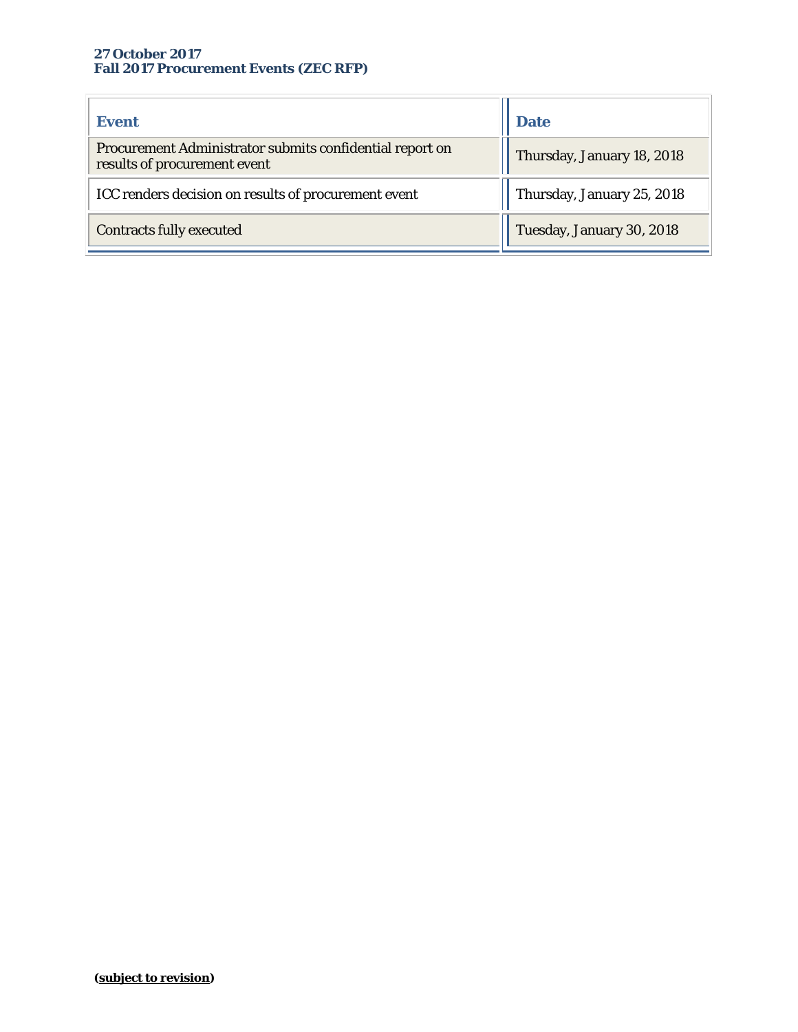| Event | Date |
|---|---|
| Procurement Administrator submits confidential report on results of procurement event | Thursday, January 18, 2018 |
| ICC renders decision on results of procurement event | Thursday, January 25, 2018 |
| Contracts fully executed | Tuesday, January 30, 2018 |